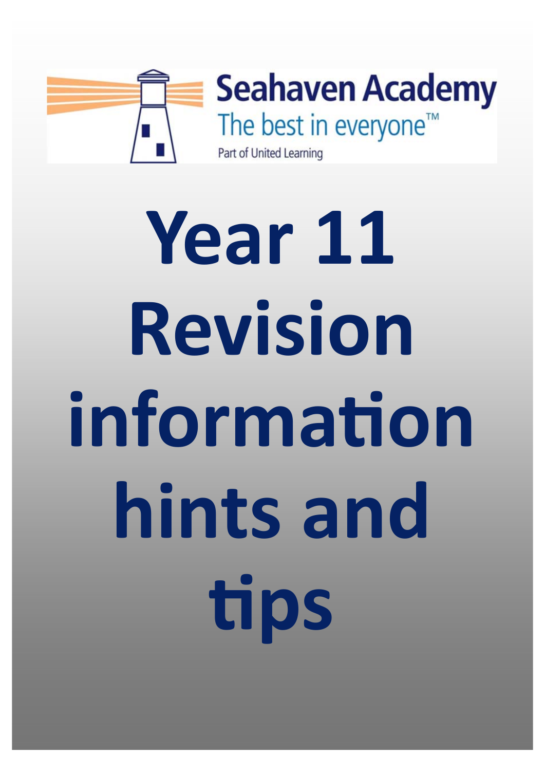Seahaven Academy

The best in everyone™

Part of United Learning

# Year 11 Revision information hints and tips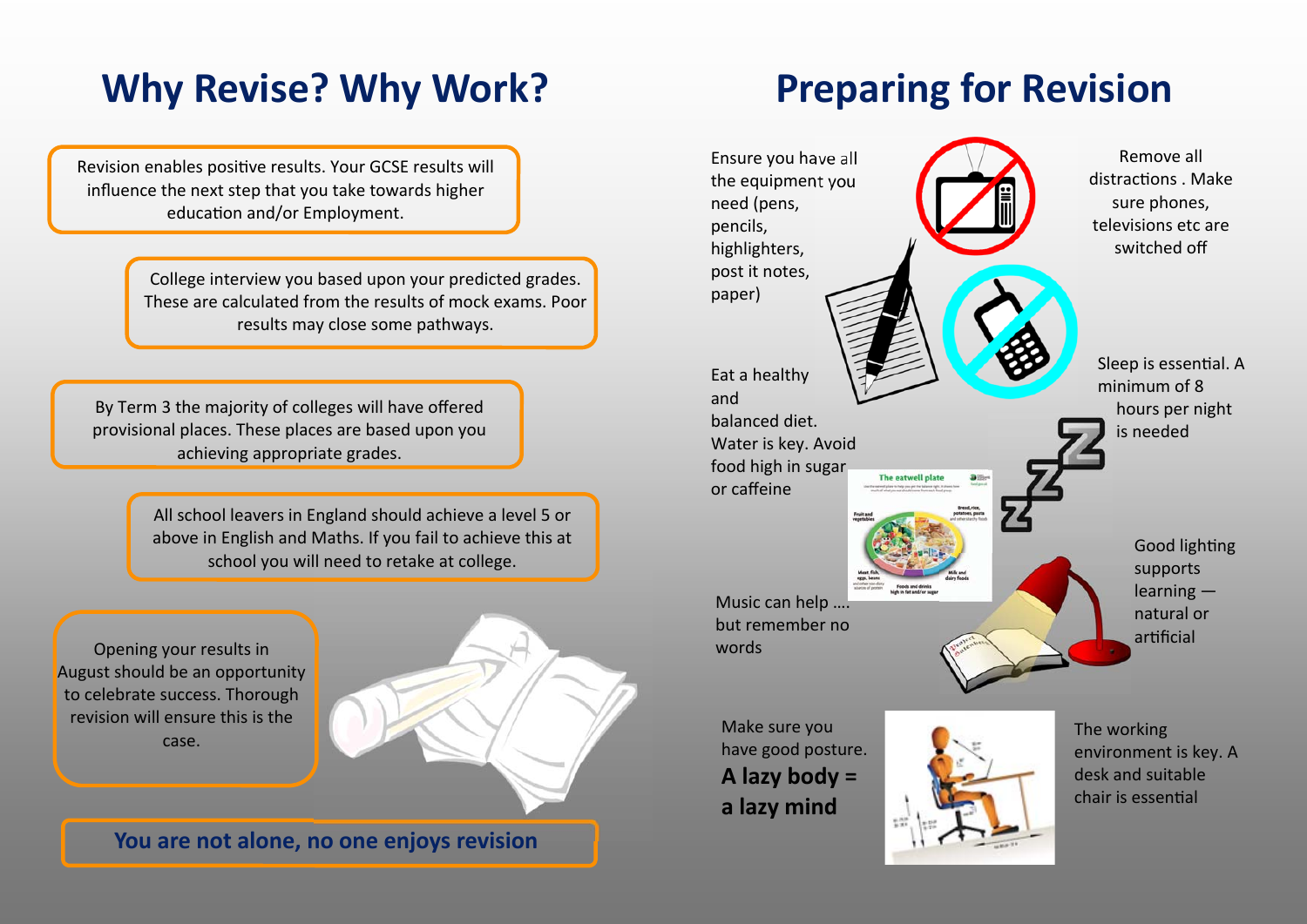# Why Revise? Why Work?

Revision enables positive results. Your GCSE results will influence the next step that you take towards higher education and/or Employment.

College interview you based upon your predicted grades. These are calculated from the results of mock exams. Poor results may close some pathways.

By Term 3 the majority of colleges will have offered provisional places. These places are based upon you achieving appropriate grades.

All school leavers in England should achieve a level 5 or above in English and Maths. If you fail to achieve this at school you will need to retake at college.

Opening your results in August should be an opportunity to celebrate success. Thorough revision will ensure this is the case.

**You are not alone, no one enjoys revision**

# Preparing for Revision

Ensure you have all the equipment you need (pens, pencils, highlighters, post it notes, paper)

Remove all distractions . Make sure phones, televisions etc are switched off

Eat a healthy and balanced diet. Water is key. Avoid food high in sugar or caffeine

Sleep is essential. A minimum of 8 hours per night is needed

Music can help …. but remember no words

Good lighting supports learning — natural or artificial

Make sure you have good posture.

**A lazy body = a lazy mind**

The working environment is key. A desk and suitable chair is essential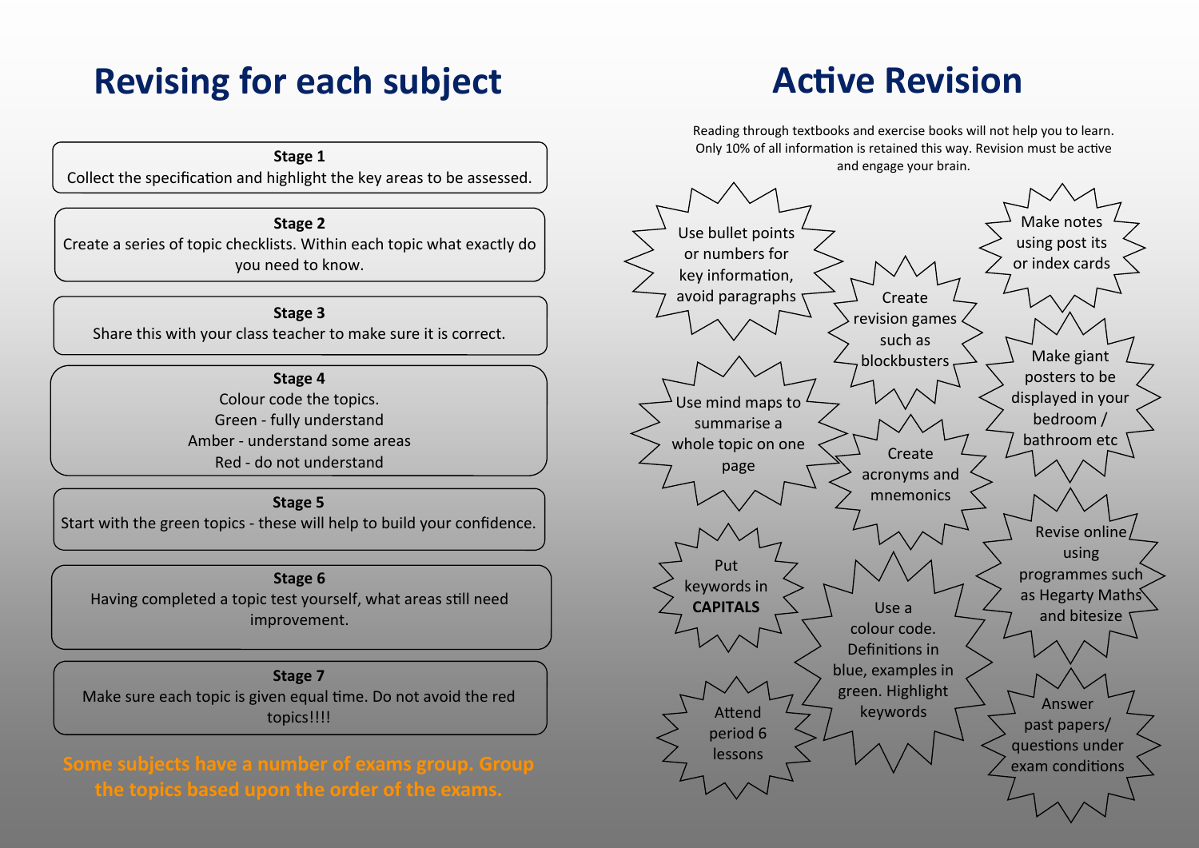# Revising for each subject

**Stage 1**
Collect the specification and highlight the key areas to be assessed.

**Stage 2**
Create a series of topic checklists. Within each topic what exactly do you need to know.

**Stage 3**
Share this with your class teacher to make sure it is correct.

**Stage 4**
Colour code the topics.
Green - fully understand
Amber - understand some areas
Red - do not understand

**Stage 5**
Start with the green topics - these will help to build your confidence.

**Stage 6**
Having completed a topic test yourself, what areas still need improvement.

**Stage 7**
Make sure each topic is given equal time. Do not avoid the red topics!!!!

**Some subjects have a number of exams group. Group the topics based upon the order of the exams.**

# Active Revision

Reading through textbooks and exercise books will not help you to learn. Only 10% of all information is retained this way. Revision must be active and engage your brain.

- Use bullet points or numbers for key information, avoid paragraphs
- Create revision games such as blockbusters
- Make notes using post its or index cards
- Make giant posters to be displayed in your bedroom / bathroom etc
- Use mind maps to summarise a whole topic on one page
- Create acronyms and mnemonics
- Put keywords in **CAPITALS**
- Revise online using programmes such as Hegarty Maths and bitesize
- Use a colour code. Definitions in blue, examples in green. Highlight keywords
- Attend period 6 lessons
- Answer past papers/ questions under exam conditions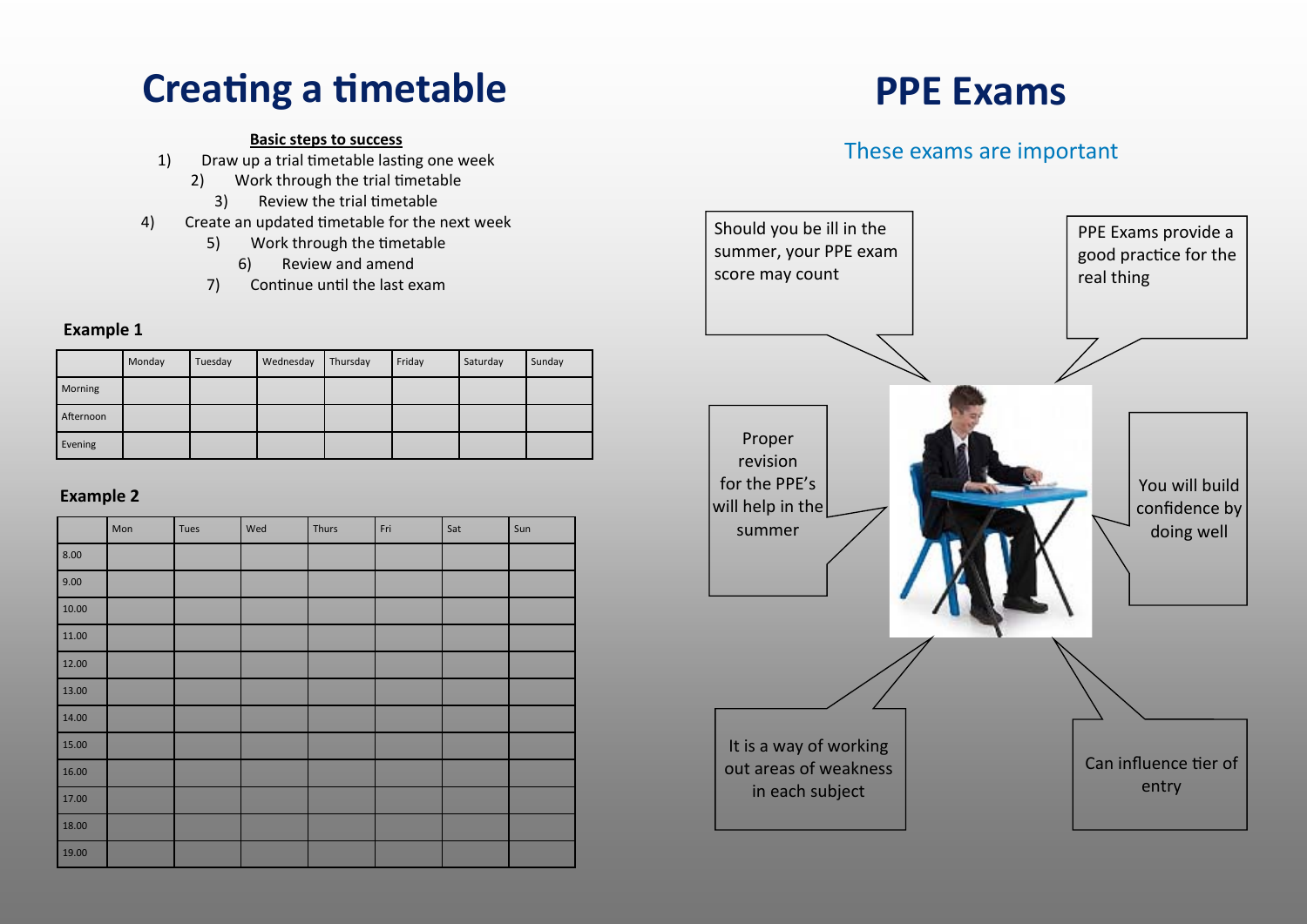# Creating a timetable

**Basic steps to success**

1) Draw up a trial timetable lasting one week
2) Work through the trial timetable
3) Review the trial timetable
4) Create an updated timetable for the next week
5) Work through the timetable
6) Review and amend
7) Continue until the last exam

### Example 1

| | Monday | Tuesday | Wednesday | Thursday | Friday | Saturday | Sunday |
|---|---|---|---|---|---|---|---|
| Morning | | | | | | | |
| Afternoon | | | | | | | |
| Evening | | | | | | | |

### Example 2

| | Mon | Tues | Wed | Thurs | Fri | Sat | Sun |
|---|---|---|---|---|---|---|---|
| 8.00 | | | | | | | |
| 9.00 | | | | | | | |
| 10.00 | | | | | | | |
| 11.00 | | | | | | | |
| 12.00 | | | | | | | |
| 13.00 | | | | | | | |
| 14.00 | | | | | | | |
| 15.00 | | | | | | | |
| 16.00 | | | | | | | |
| 17.00 | | | | | | | |
| 18.00 | | | | | | | |
| 19.00 | | | | | | | |

# PPE Exams

## These exams are important

- Should you be ill in the summer, your PPE exam score may count
- PPE Exams provide a good practice for the real thing
- Proper revision for the PPE's will help in the summer
- You will build confidence by doing well
- It is a way of working out areas of weakness in each subject
- Can influence tier of entry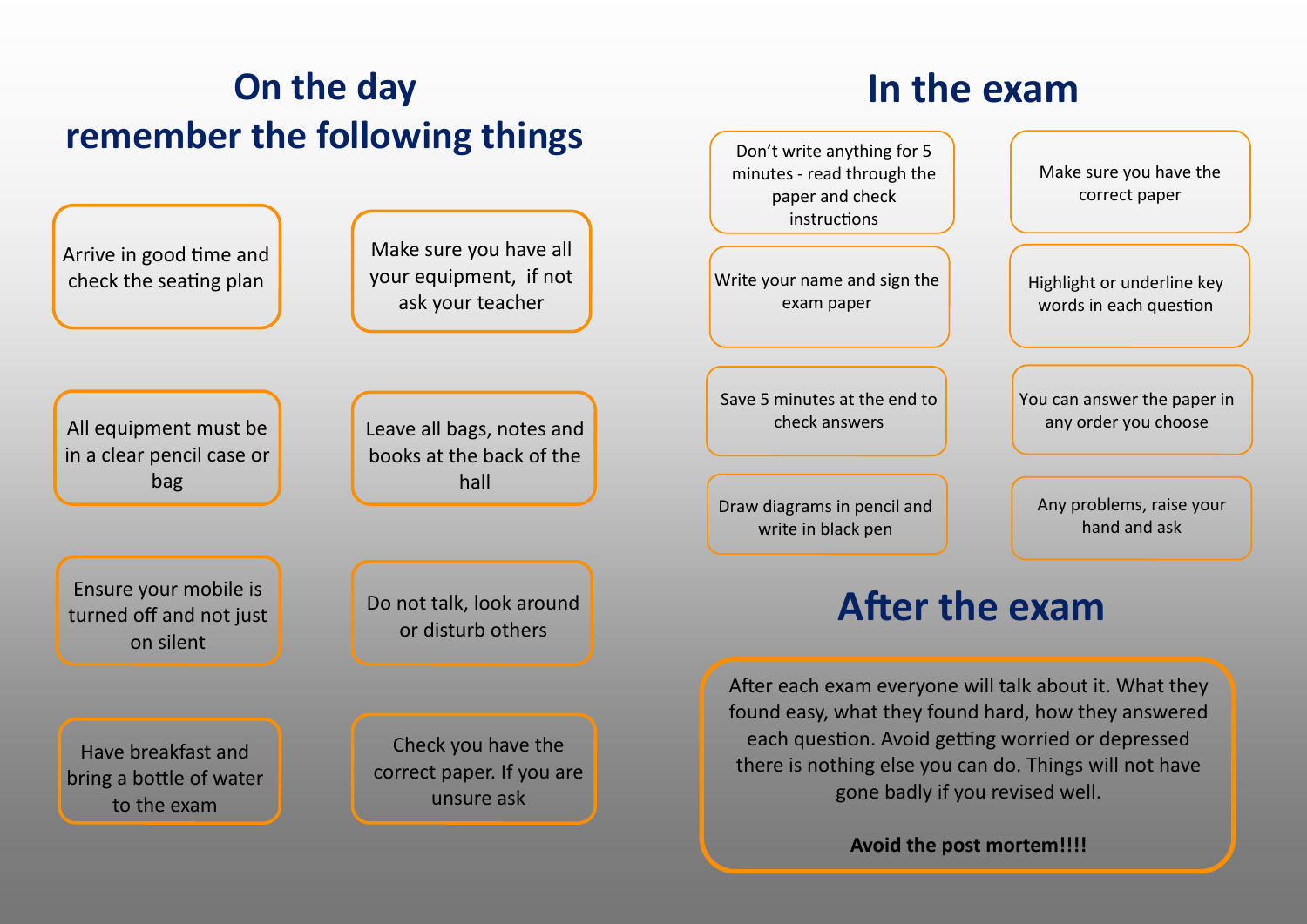## On the day remember the following things

- Arrive in good time and check the seating plan
- Make sure you have all your equipment, if not ask your teacher
- All equipment must be in a clear pencil case or bag
- Leave all bags, notes and books at the back of the hall
- Ensure your mobile is turned off and not just on silent
- Do not talk, look around or disturb others
- Have breakfast and bring a bottle of water to the exam
- Check you have the correct paper. If you are unsure ask

## In the exam

- Don't write anything for 5 minutes - read through the paper and check instructions
- Make sure you have the correct paper
- Write your name and sign the exam paper
- Highlight or underline key words in each question
- Save 5 minutes at the end to check answers
- You can answer the paper in any order you choose
- Draw diagrams in pencil and write in black pen
- Any problems, raise your hand and ask

## After the exam

After each exam everyone will talk about it. What they found easy, what they found hard, how they answered each question. Avoid getting worried or depressed there is nothing else you can do. Things will not have gone badly if you revised well.

**Avoid the post mortem!!!!**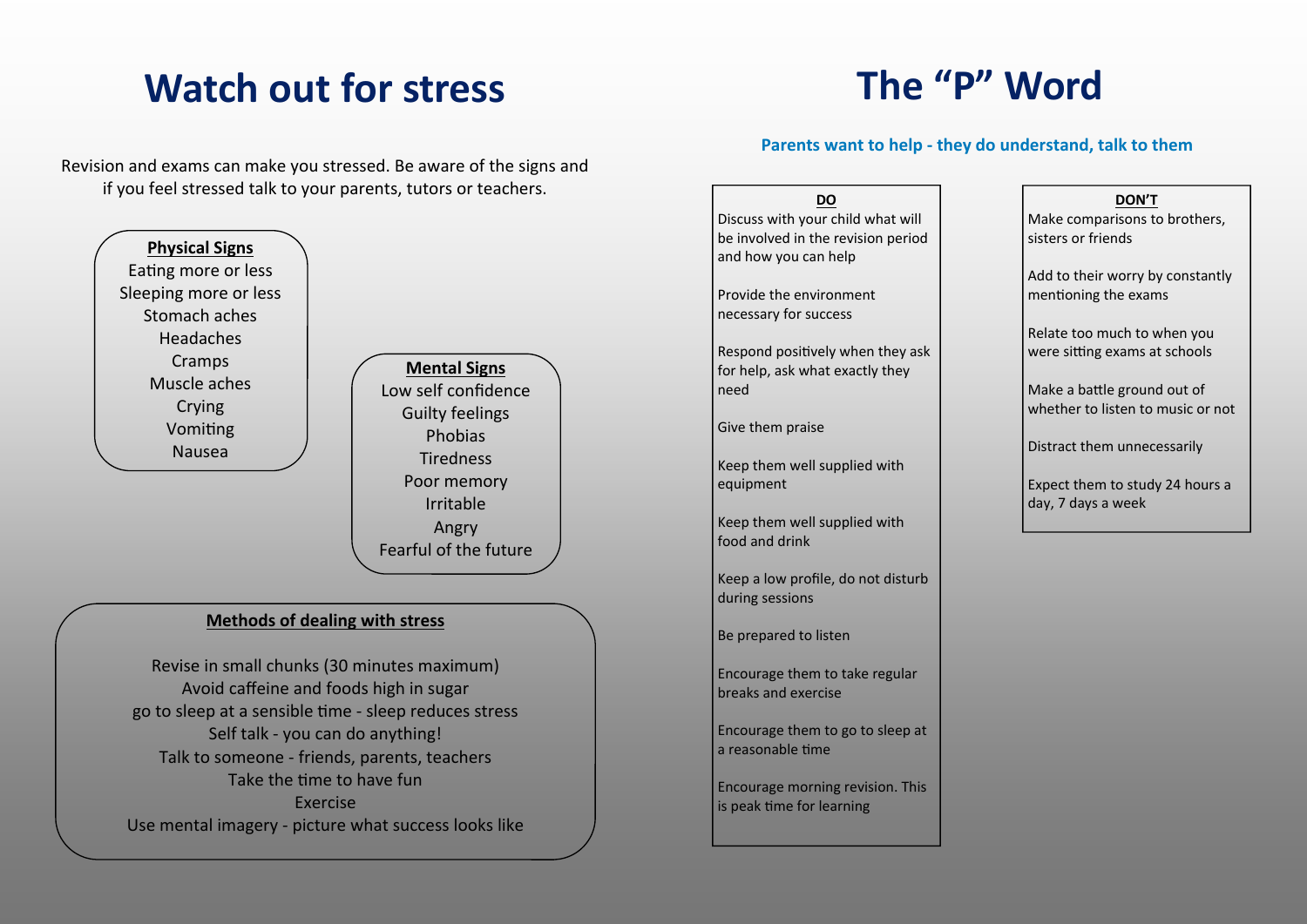# Watch out for stress

Revision and exams can make you stressed. Be aware of the signs and if you feel stressed talk to your parents, tutors or teachers.

**Physical Signs**

- Eating more or less
- Sleeping more or less
- Stomach aches
- Headaches
- Cramps
- Muscle aches
- Crying
- Vomiting
- Nausea

**Mental Signs**

- Low self confidence
- Guilty feelings
- Phobias
- Tiredness
- Poor memory
- Irritable
- Angry
- Fearful of the future

**Methods of dealing with stress**

- Revise in small chunks (30 minutes maximum)
- Avoid caffeine and foods high in sugar
- go to sleep at a sensible time - sleep reduces stress
- Self talk - you can do anything!
- Talk to someone - friends, parents, teachers
- Take the time to have fun
- Exercise
- Use mental imagery - picture what success looks like

# The "P" Word

**Parents want to help - they do understand, talk to them**

**DO**

- Discuss with your child what will be involved in the revision period and how you can help
- Provide the environment necessary for success
- Respond positively when they ask for help, ask what exactly they need
- Give them praise
- Keep them well supplied with equipment
- Keep them well supplied with food and drink
- Keep a low profile, do not disturb during sessions
- Be prepared to listen
- Encourage them to take regular breaks and exercise
- Encourage them to go to sleep at a reasonable time
- Encourage morning revision. This is peak time for learning

**DON'T**

- Make comparisons to brothers, sisters or friends
- Add to their worry by constantly mentioning the exams
- Relate too much to when you were sitting exams at schools
- Make a battle ground out of whether to listen to music or not
- Distract them unnecessarily
- Expect them to study 24 hours a day, 7 days a week